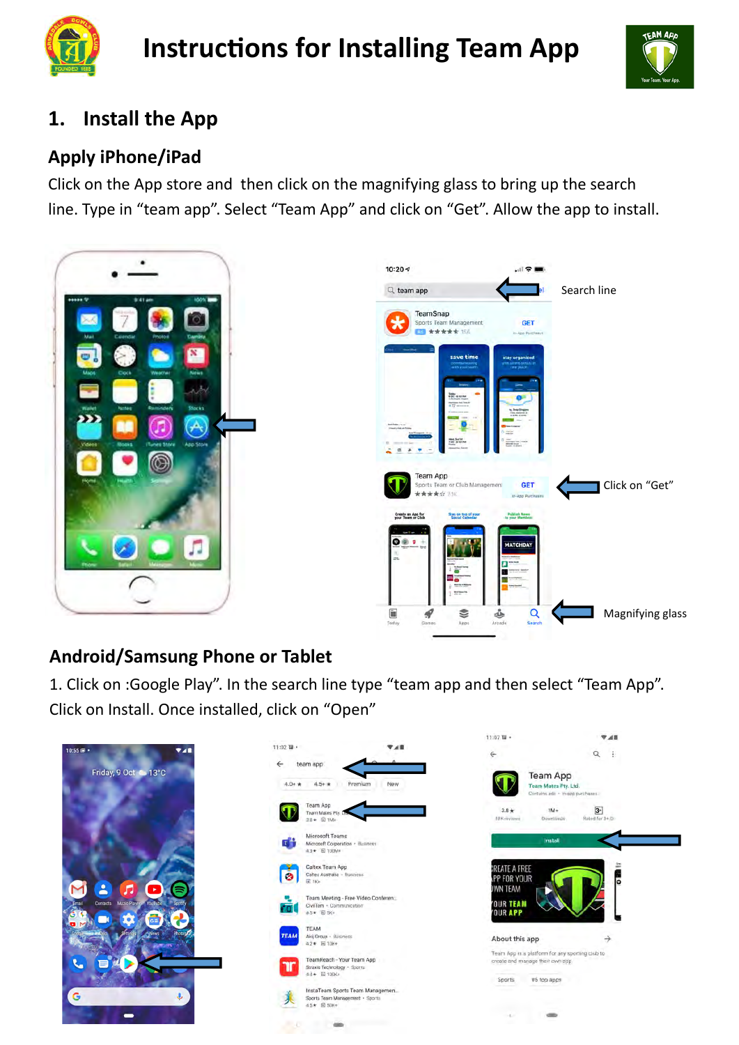# Instructions for Installing Team App

## 1. Install the App

### Apple iPhone/iPad

Click on the App store and then click on the magnifying glass to bring up the search line. Type in "team app". Select "Team App" and click on "Get". Allow the app to install.

Search line

Click on "Get"

Magnifying glass

### Android/Samsung Phone or Tablet

1. Click on :Google Play". In the search line type "team app and then select "Team App". Click on Install. Once installed, click on "Open"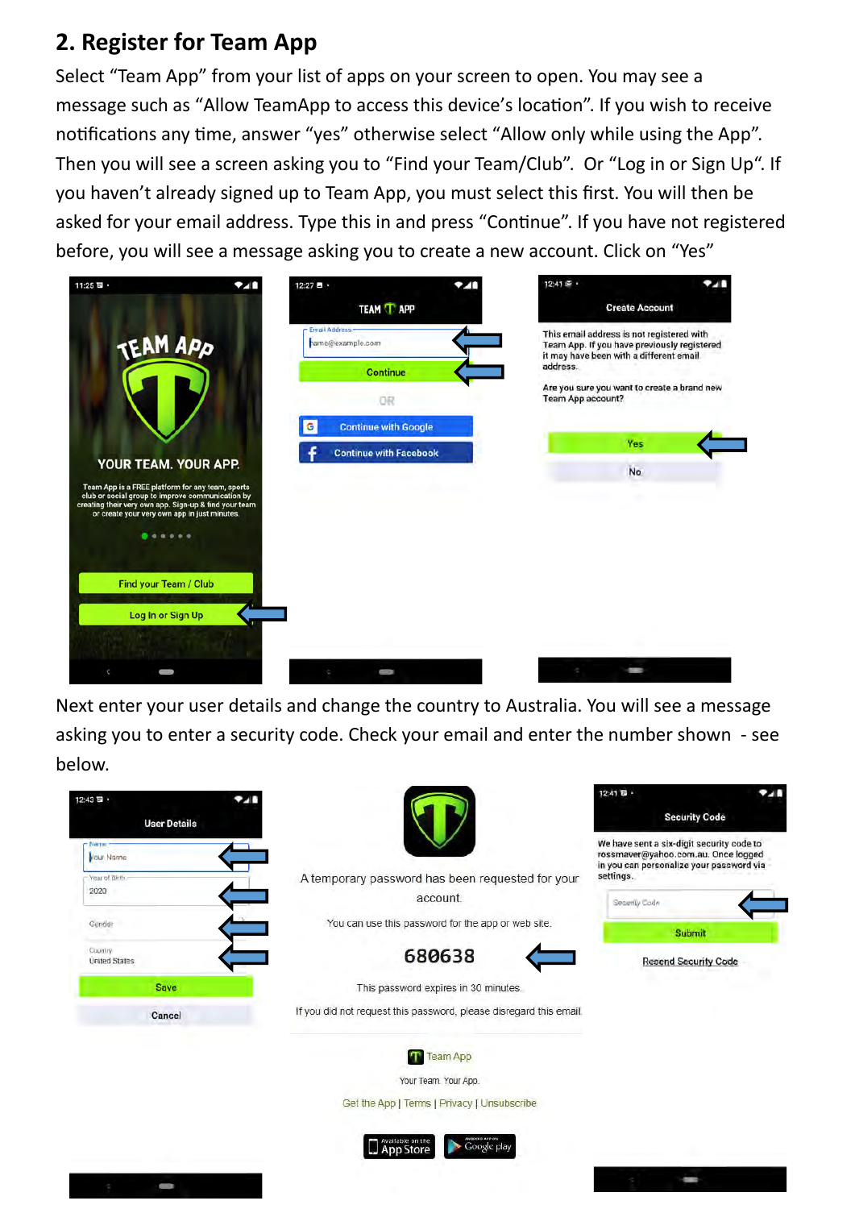## 2. Register for Team App

Select “Team App” from your list of apps on your screen to open. You may see a message such as “Allow TeamApp to access this device’s location”. If you wish to receive notifications any time, answer “yes” otherwise select “Allow only while using the App”. Then you will see a screen asking you to “Find your Team/Club”. Or “Log in or Sign Up“. If you haven’t already signed up to Team App, you must select this first. You will then be asked for your email address. Type this in and press “Continue”. If you have not registered before, you will see a message asking you to create a new account. Click on “Yes”

Next enter your user details and change the country to Australia. You will see a message asking you to enter a security code. Check your email and enter the number shown - see below.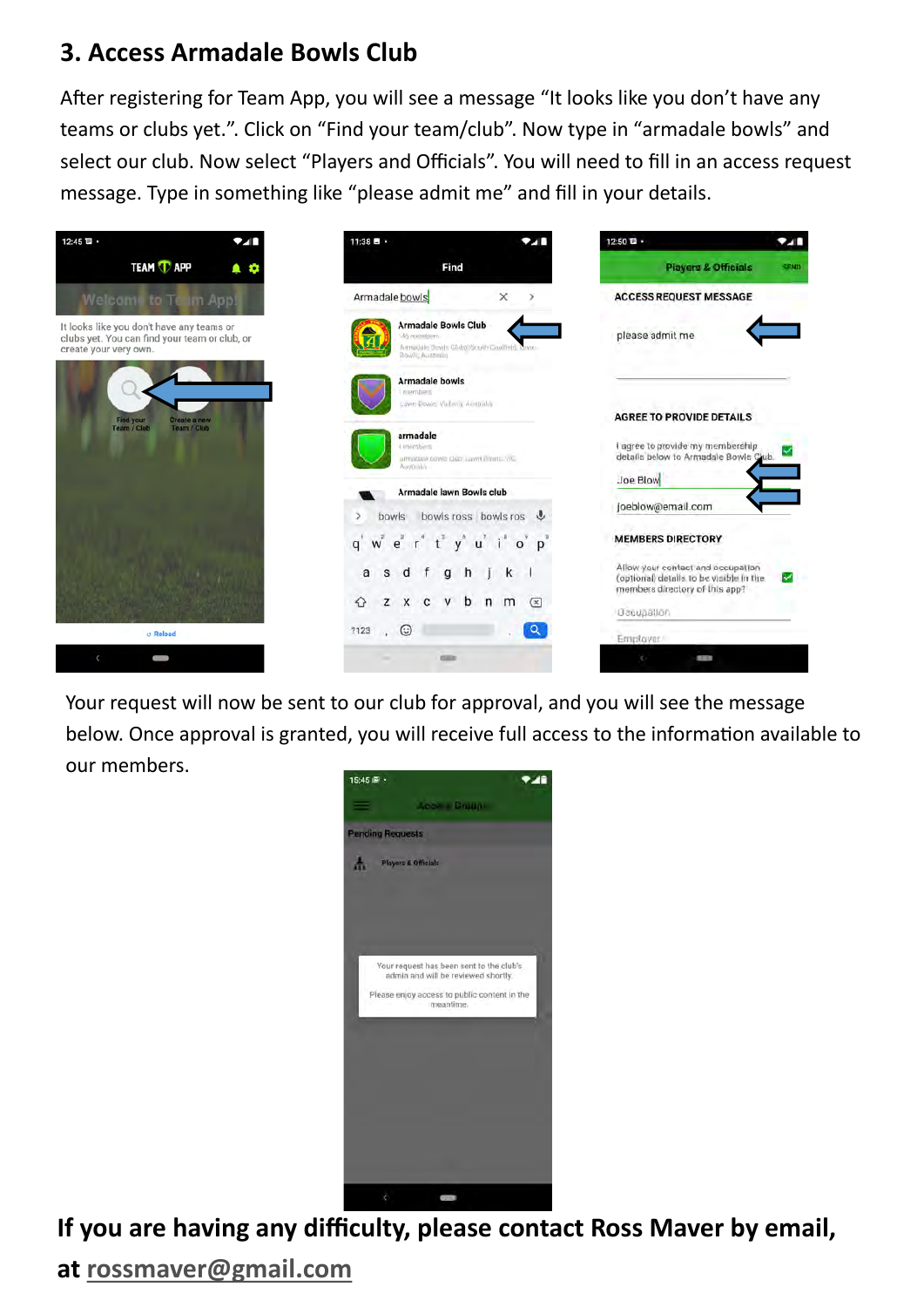## 3. Access Armadale Bowls Club

After registering for Team App, you will see a message "It looks like you don't have any teams or clubs yet.". Click on "Find your team/club". Now type in "armadale bowls" and select our club. Now select "Players and Officials". You will need to fill in an access request message. Type in something like "please admit me" and fill in your details.

Your request will now be sent to our club for approval, and you will see the message below. Once approval is granted, you will receive full access to the information available to our members.

**If you are having any difficulty, please contact Ross Maver by email, at rossmaver@gmail.com**